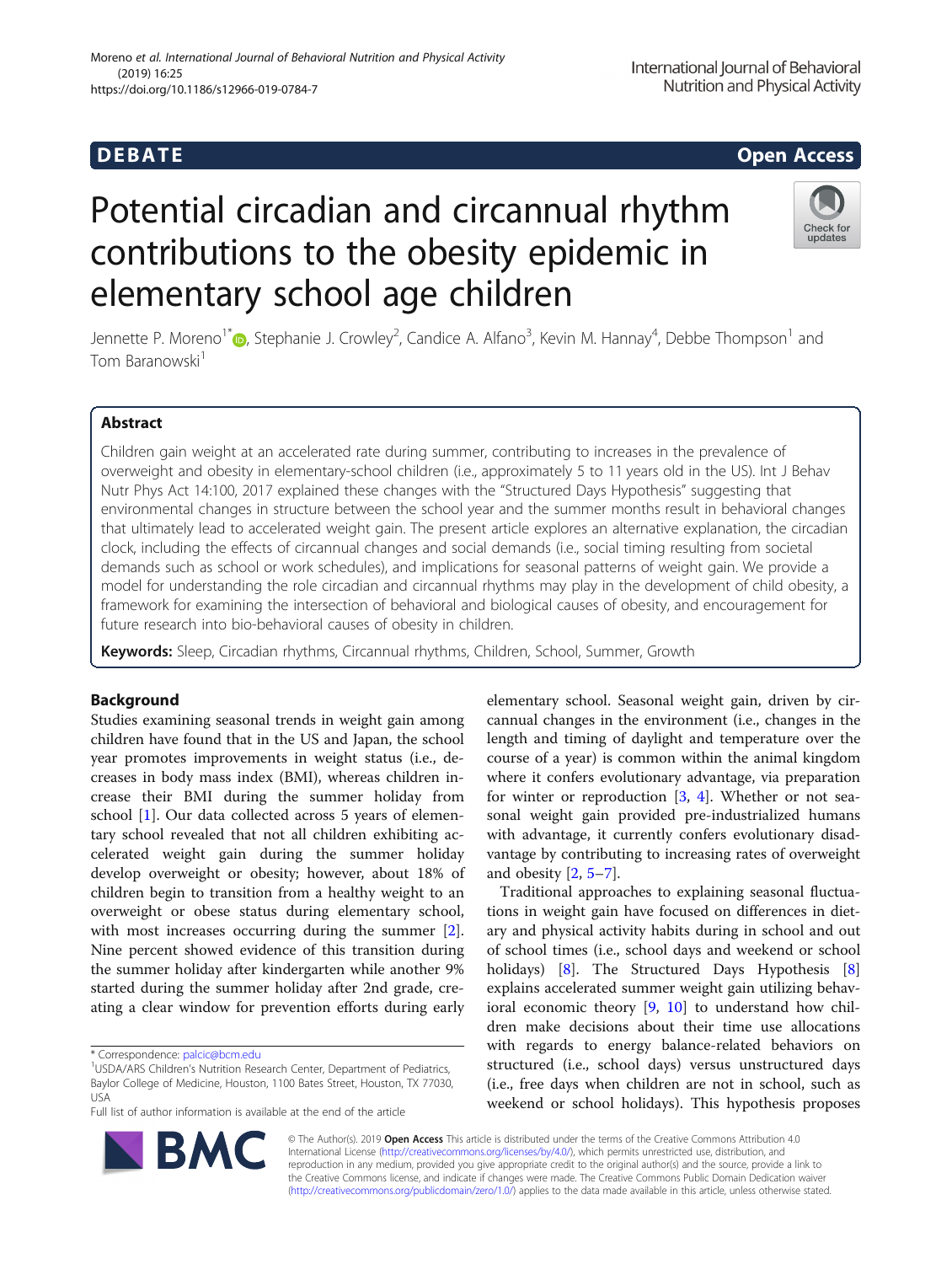DEBATE

Open Access

# Potential circadian and circannual rhythm contributions to the obesity epidemic in elementary school age children

Jennette P. Moreno[1*], Stephanie J. Crowley[2], Candice A. Alfano[3], Kevin M. Hannay[4], Debbe Thompson[1] and Tom Baranowski[1]

## Abstract

Children gain weight at an accelerated rate during summer, contributing to increases in the prevalence of overweight and obesity in elementary-school children (i.e., approximately 5 to 11 years old in the US). Int J Behav Nutr Phys Act 14:100, 2017 explained these changes with the "Structured Days Hypothesis" suggesting that environmental changes in structure between the school year and the summer months result in behavioral changes that ultimately lead to accelerated weight gain. The present article explores an alternative explanation, the circadian clock, including the effects of circannual changes and social demands (i.e., social timing resulting from societal demands such as school or work schedules), and implications for seasonal patterns of weight gain. We provide a model for understanding the role circadian and circannual rhythms may play in the development of child obesity, a framework for examining the intersection of behavioral and biological causes of obesity, and encouragement for future research into bio-behavioral causes of obesity in children.

**Keywords:** Sleep, Circadian rhythms, Circannual rhythms, Children, School, Summer, Growth

## Background

Studies examining seasonal trends in weight gain among children have found that in the US and Japan, the school year promotes improvements in weight status (i.e., decreases in body mass index (BMI), whereas children increase their BMI during the summer holiday from school [1]. Our data collected across 5 years of elementary school revealed that not all children exhibiting accelerated weight gain during the summer holiday develop overweight or obesity; however, about 18% of children begin to transition from a healthy weight to an overweight or obese status during elementary school, with most increases occurring during the summer [2]. Nine percent showed evidence of this transition during the summer holiday after kindergarten while another 9% started during the summer holiday after 2nd grade, creating a clear window for prevention efforts during early elementary school. Seasonal weight gain, driven by circannual changes in the environment (i.e., changes in the length and timing of daylight and temperature over the course of a year) is common within the animal kingdom where it confers evolutionary advantage, via preparation for winter or reproduction [3, 4]. Whether or not seasonal weight gain provided pre-industrialized humans with advantage, it currently confers evolutionary disadvantage by contributing to increasing rates of overweight and obesity [2, 5–7].

Traditional approaches to explaining seasonal fluctuations in weight gain have focused on differences in dietary and physical activity habits during in school and out of school times (i.e., school days and weekend or school holidays) [8]. The Structured Days Hypothesis [8] explains accelerated summer weight gain utilizing behavioral economic theory [9, 10] to understand how children make decisions about their time use allocations with regards to energy balance-related behaviors on structured (i.e., school days) versus unstructured days (i.e., free days when children are not in school, such as weekend or school holidays). This hypothesis proposes

* Correspondence: palcic@bcm.edu
[1]USDA/ARS Children's Nutrition Research Center, Department of Pediatrics, Baylor College of Medicine, Houston, 1100 Bates Street, Houston, TX 77030, USA
Full list of author information is available at the end of the article

© The Author(s). 2019 **Open Access** This article is distributed under the terms of the Creative Commons Attribution 4.0 International License (http://creativecommons.org/licenses/by/4.0/), which permits unrestricted use, distribution, and reproduction in any medium, provided you give appropriate credit to the original author(s) and the source, provide a link to the Creative Commons license, and indicate if changes were made. The Creative Commons Public Domain Dedication waiver (http://creativecommons.org/publicdomain/zero/1.0/) applies to the data made available in this article, unless otherwise stated.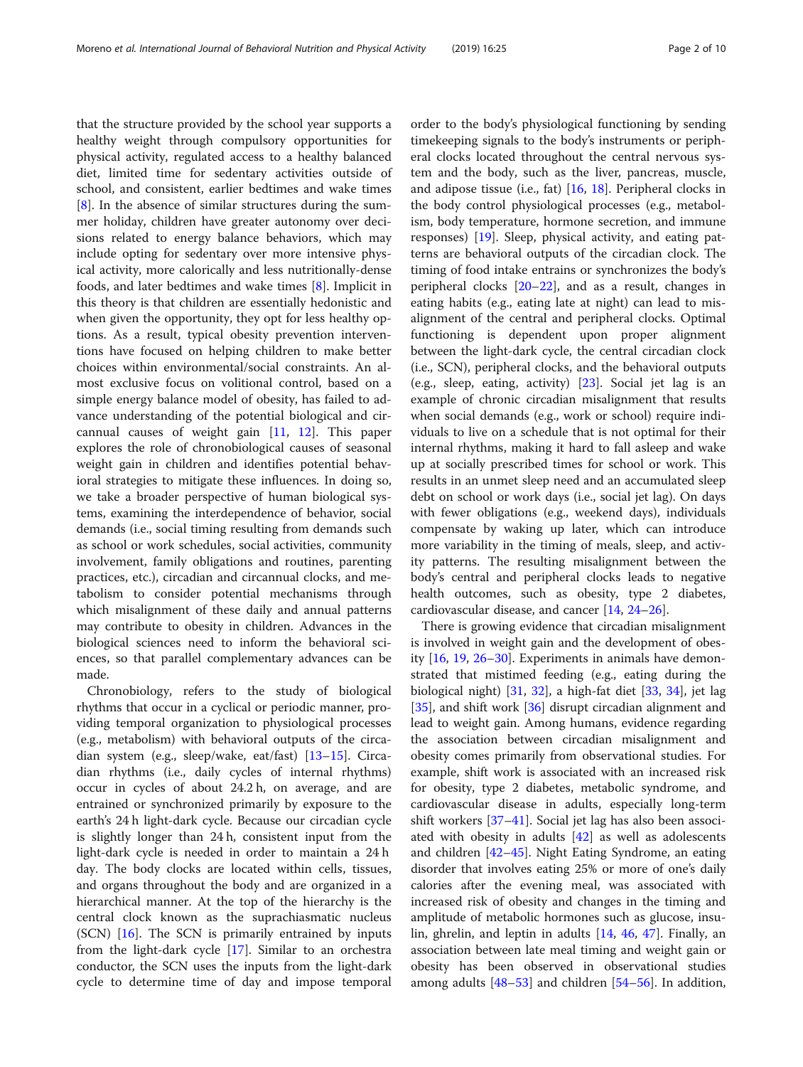that the structure provided by the school year supports a healthy weight through compulsory opportunities for physical activity, regulated access to a healthy balanced diet, limited time for sedentary activities outside of school, and consistent, earlier bedtimes and wake times [8]. In the absence of similar structures during the summer holiday, children have greater autonomy over decisions related to energy balance behaviors, which may include opting for sedentary over more intensive physical activity, more calorically and less nutritionally-dense foods, and later bedtimes and wake times [8]. Implicit in this theory is that children are essentially hedonistic and when given the opportunity, they opt for less healthy options. As a result, typical obesity prevention interventions have focused on helping children to make better choices within environmental/social constraints. An almost exclusive focus on volitional control, based on a simple energy balance model of obesity, has failed to advance understanding of the potential biological and circannual causes of weight gain [11, 12]. This paper explores the role of chronobiological causes of seasonal weight gain in children and identifies potential behavioral strategies to mitigate these influences. In doing so, we take a broader perspective of human biological systems, examining the interdependence of behavior, social demands (i.e., social timing resulting from demands such as school or work schedules, social activities, community involvement, family obligations and routines, parenting practices, etc.), circadian and circannual clocks, and metabolism to consider potential mechanisms through which misalignment of these daily and annual patterns may contribute to obesity in children. Advances in the biological sciences need to inform the behavioral sciences, so that parallel complementary advances can be made.

Chronobiology, refers to the study of biological rhythms that occur in a cyclical or periodic manner, providing temporal organization to physiological processes (e.g., metabolism) with behavioral outputs of the circadian system (e.g., sleep/wake, eat/fast) [13–15]. Circadian rhythms (i.e., daily cycles of internal rhythms) occur in cycles of about 24.2 h, on average, and are entrained or synchronized primarily by exposure to the earth's 24 h light-dark cycle. Because our circadian cycle is slightly longer than 24 h, consistent input from the light-dark cycle is needed in order to maintain a 24 h day. The body clocks are located within cells, tissues, and organs throughout the body and are organized in a hierarchical manner. At the top of the hierarchy is the central clock known as the suprachiasmatic nucleus (SCN) [16]. The SCN is primarily entrained by inputs from the light-dark cycle [17]. Similar to an orchestra conductor, the SCN uses the inputs from the light-dark cycle to determine time of day and impose temporal order to the body's physiological functioning by sending timekeeping signals to the body's instruments or peripheral clocks located throughout the central nervous system and the body, such as the liver, pancreas, muscle, and adipose tissue (i.e., fat) [16, 18]. Peripheral clocks in the body control physiological processes (e.g., metabolism, body temperature, hormone secretion, and immune responses) [19]. Sleep, physical activity, and eating patterns are behavioral outputs of the circadian clock. The timing of food intake entrains or synchronizes the body's peripheral clocks [20–22], and as a result, changes in eating habits (e.g., eating late at night) can lead to misalignment of the central and peripheral clocks. Optimal functioning is dependent upon proper alignment between the light-dark cycle, the central circadian clock (i.e., SCN), peripheral clocks, and the behavioral outputs (e.g., sleep, eating, activity) [23]. Social jet lag is an example of chronic circadian misalignment that results when social demands (e.g., work or school) require individuals to live on a schedule that is not optimal for their internal rhythms, making it hard to fall asleep and wake up at socially prescribed times for school or work. This results in an unmet sleep need and an accumulated sleep debt on school or work days (i.e., social jet lag). On days with fewer obligations (e.g., weekend days), individuals compensate by waking up later, which can introduce more variability in the timing of meals, sleep, and activity patterns. The resulting misalignment between the body's central and peripheral clocks leads to negative health outcomes, such as obesity, type 2 diabetes, cardiovascular disease, and cancer [14, 24–26].

There is growing evidence that circadian misalignment is involved in weight gain and the development of obesity [16, 19, 26–30]. Experiments in animals have demonstrated that mistimed feeding (e.g., eating during the biological night) [31, 32], a high-fat diet [33, 34], jet lag [35], and shift work [36] disrupt circadian alignment and lead to weight gain. Among humans, evidence regarding the association between circadian misalignment and obesity comes primarily from observational studies. For example, shift work is associated with an increased risk for obesity, type 2 diabetes, metabolic syndrome, and cardiovascular disease in adults, especially long-term shift workers [37–41]. Social jet lag has also been associated with obesity in adults [42] as well as adolescents and children [42–45]. Night Eating Syndrome, an eating disorder that involves eating 25% or more of one's daily calories after the evening meal, was associated with increased risk of obesity and changes in the timing and amplitude of metabolic hormones such as glucose, insulin, ghrelin, and leptin in adults [14, 46, 47]. Finally, an association between late meal timing and weight gain or obesity has been observed in observational studies among adults [48–53] and children [54–56]. In addition,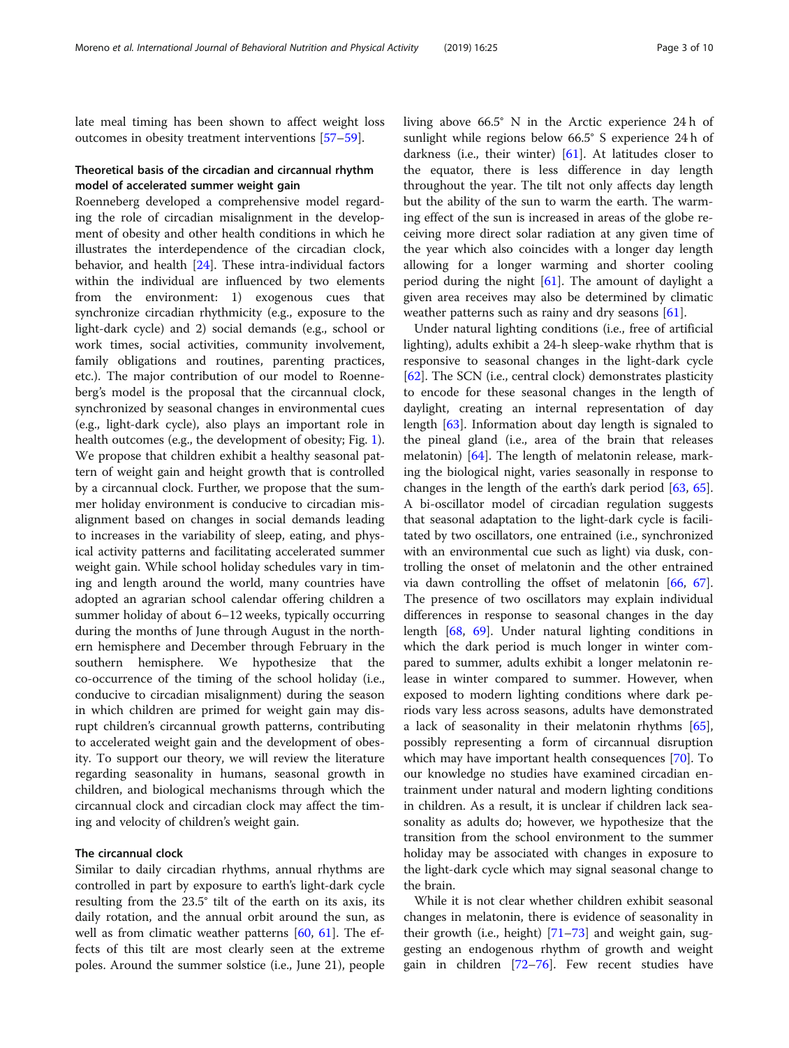late meal timing has been shown to affect weight loss outcomes in obesity treatment interventions [57–59].

### Theoretical basis of the circadian and circannual rhythm model of accelerated summer weight gain

Roenneberg developed a comprehensive model regarding the role of circadian misalignment in the development of obesity and other health conditions in which he illustrates the interdependence of the circadian clock, behavior, and health [24]. These intra-individual factors within the individual are influenced by two elements from the environment: 1) exogenous cues that synchronize circadian rhythmicity (e.g., exposure to the light-dark cycle) and 2) social demands (e.g., school or work times, social activities, community involvement, family obligations and routines, parenting practices, etc.). The major contribution of our model to Roenneberg's model is the proposal that the circannual clock, synchronized by seasonal changes in environmental cues (e.g., light-dark cycle), also plays an important role in health outcomes (e.g., the development of obesity; Fig. 1). We propose that children exhibit a healthy seasonal pattern of weight gain and height growth that is controlled by a circannual clock. Further, we propose that the summer holiday environment is conducive to circadian misalignment based on changes in social demands leading to increases in the variability of sleep, eating, and physical activity patterns and facilitating accelerated summer weight gain. While school holiday schedules vary in timing and length around the world, many countries have adopted an agrarian school calendar offering children a summer holiday of about 6–12 weeks, typically occurring during the months of June through August in the northern hemisphere and December through February in the southern hemisphere. We hypothesize that the co-occurrence of the timing of the school holiday (i.e., conducive to circadian misalignment) during the season in which children are primed for weight gain may disrupt children's circannual growth patterns, contributing to accelerated weight gain and the development of obesity. To support our theory, we will review the literature regarding seasonality in humans, seasonal growth in children, and biological mechanisms through which the circannual clock and circadian clock may affect the timing and velocity of children's weight gain.

### The circannual clock

Similar to daily circadian rhythms, annual rhythms are controlled in part by exposure to earth's light-dark cycle resulting from the 23.5° tilt of the earth on its axis, its daily rotation, and the annual orbit around the sun, as well as from climatic weather patterns [60, 61]. The effects of this tilt are most clearly seen at the extreme poles. Around the summer solstice (i.e., June 21), people living above 66.5° N in the Arctic experience 24 h of sunlight while regions below 66.5° S experience 24 h of darkness (i.e., their winter) [61]. At latitudes closer to the equator, there is less difference in day length throughout the year. The tilt not only affects day length but the ability of the sun to warm the earth. The warming effect of the sun is increased in areas of the globe receiving more direct solar radiation at any given time of the year which also coincides with a longer day length allowing for a longer warming and shorter cooling period during the night [61]. The amount of daylight a given area receives may also be determined by climatic weather patterns such as rainy and dry seasons [61].

Under natural lighting conditions (i.e., free of artificial lighting), adults exhibit a 24-h sleep-wake rhythm that is responsive to seasonal changes in the light-dark cycle [62]. The SCN (i.e., central clock) demonstrates plasticity to encode for these seasonal changes in the length of daylight, creating an internal representation of day length [63]. Information about day length is signaled to the pineal gland (i.e., area of the brain that releases melatonin) [64]. The length of melatonin release, marking the biological night, varies seasonally in response to changes in the length of the earth's dark period [63, 65]. A bi-oscillator model of circadian regulation suggests that seasonal adaptation to the light-dark cycle is facilitated by two oscillators, one entrained (i.e., synchronized with an environmental cue such as light) via dusk, controlling the onset of melatonin and the other entrained via dawn controlling the offset of melatonin [66, 67]. The presence of two oscillators may explain individual differences in response to seasonal changes in the day length [68, 69]. Under natural lighting conditions in which the dark period is much longer in winter compared to summer, adults exhibit a longer melatonin release in winter compared to summer. However, when exposed to modern lighting conditions where dark periods vary less across seasons, adults have demonstrated a lack of seasonality in their melatonin rhythms [65], possibly representing a form of circannual disruption which may have important health consequences [70]. To our knowledge no studies have examined circadian entrainment under natural and modern lighting conditions in children. As a result, it is unclear if children lack seasonality as adults do; however, we hypothesize that the transition from the school environment to the summer holiday may be associated with changes in exposure to the light-dark cycle which may signal seasonal change to the brain.

While it is not clear whether children exhibit seasonal changes in melatonin, there is evidence of seasonality in their growth (i.e., height) [71–73] and weight gain, suggesting an endogenous rhythm of growth and weight gain in children [72–76]. Few recent studies have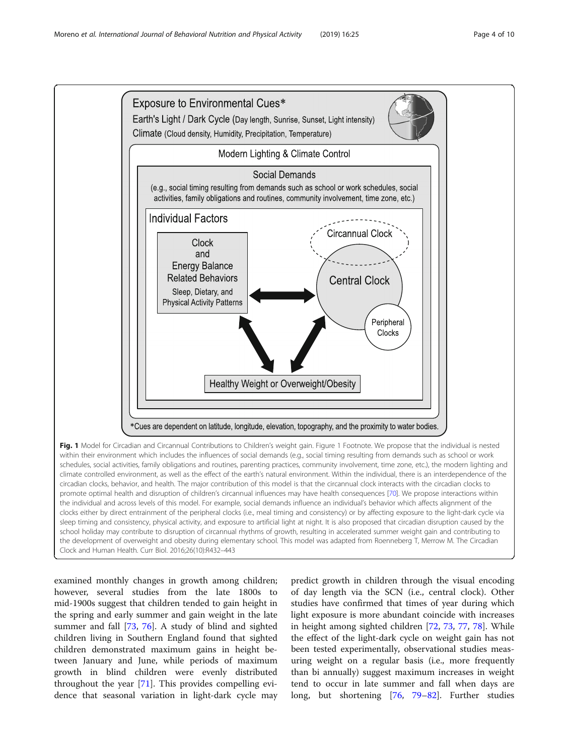Exposure to Environmental Cues*

Earth's Light / Dark Cycle (Day length, Sunrise, Sunset, Light intensity)

Climate (Cloud density, Humidity, Precipitation, Temperature)

Modern Lighting & Climate Control

Social Demands

(e.g., social timing resulting from demands such as school or work schedules, social activities, family obligations and routines, community involvement, time zone, etc.)

Individual Factors

Clock and Energy Balance Related Behaviors

Sleep, Dietary, and Physical Activity Patterns

Circannual Clock

Central Clock

Peripheral Clocks

Healthy Weight or Overweight/Obesity

*Cues are dependent on latitude, longitude, elevation, topography, and the proximity to water bodies.

**Fig. 1** Model for Circadian and Circannual Contributions to Children's weight gain. Figure 1 Footnote. We propose that the individual is nested within their environment which includes the influences of social demands (e.g., social timing resulting from demands such as school or work schedules, social activities, family obligations and routines, parenting practices, community involvement, time zone, etc.), the modern lighting and climate controlled environment, as well as the effect of the earth's natural environment. Within the individual, there is an interdependence of the circadian clocks, behavior, and health. The major contribution of this model is that the circannual clock interacts with the circadian clocks to promote optimal health and disruption of children's circannual influences may have health consequences [70]. We propose interactions within the individual and across levels of this model. For example, social demands influence an individual's behavior which affects alignment of the clocks either by direct entrainment of the peripheral clocks (i.e., meal timing and consistency) or by affecting exposure to the light-dark cycle via sleep timing and consistency, physical activity, and exposure to artificial light at night. It is also proposed that circadian disruption caused by the school holiday may contribute to disruption of circannual rhythms of growth, resulting in accelerated summer weight gain and contributing to the development of overweight and obesity during elementary school. This model was adapted from Roenneberg T, Merrow M. The Circadian Clock and Human Health. Curr Biol. 2016;26(10):R432–443

examined monthly changes in growth among children; however, several studies from the late 1800s to mid-1900s suggest that children tended to gain height in the spring and early summer and gain weight in the late summer and fall [73, 76]. A study of blind and sighted children living in Southern England found that sighted children demonstrated maximum gains in height between January and June, while periods of maximum growth in blind children were evenly distributed throughout the year [71]. This provides compelling evidence that seasonal variation in light-dark cycle may predict growth in children through the visual encoding of day length via the SCN (i.e., central clock). Other studies have confirmed that times of year during which light exposure is more abundant coincide with increases in height among sighted children [72, 73, 77, 78]. While the effect of the light-dark cycle on weight gain has not been tested experimentally, observational studies measuring weight on a regular basis (i.e., more frequently than bi annually) suggest maximum increases in weight tend to occur in late summer and fall when days are long, but shortening [76, 79–82]. Further studies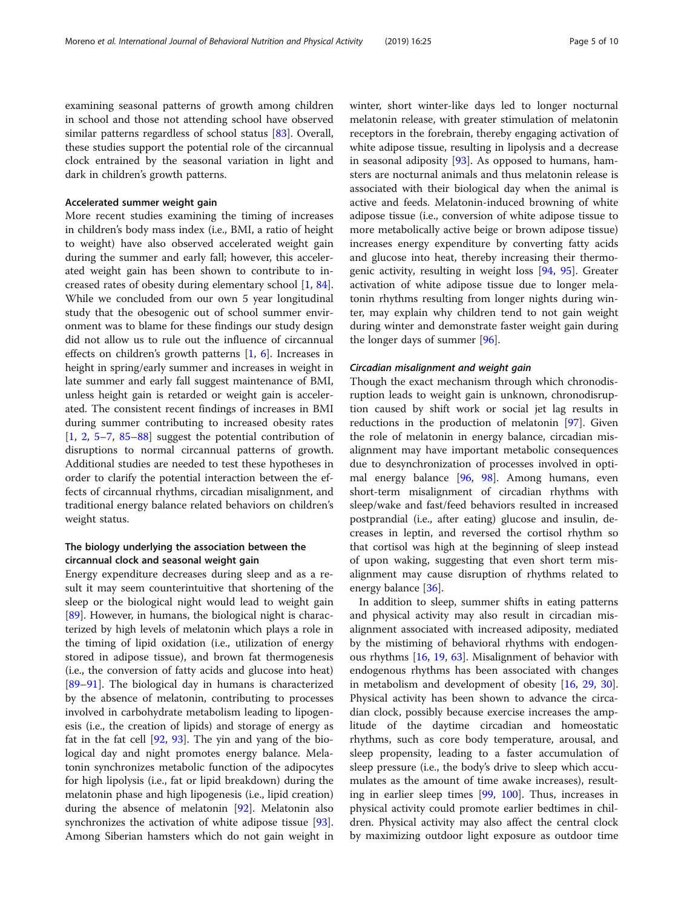examining seasonal patterns of growth among children in school and those not attending school have observed similar patterns regardless of school status [83]. Overall, these studies support the potential role of the circannual clock entrained by the seasonal variation in light and dark in children's growth patterns.

### Accelerated summer weight gain

More recent studies examining the timing of increases in children's body mass index (i.e., BMI, a ratio of height to weight) have also observed accelerated weight gain during the summer and early fall; however, this accelerated weight gain has been shown to contribute to increased rates of obesity during elementary school [1, 84]. While we concluded from our own 5 year longitudinal study that the obesogenic out of school summer environment was to blame for these findings our study design did not allow us to rule out the influence of circannual effects on children's growth patterns [1, 6]. Increases in height in spring/early summer and increases in weight in late summer and early fall suggest maintenance of BMI, unless height gain is retarded or weight gain is accelerated. The consistent recent findings of increases in BMI during summer contributing to increased obesity rates [1, 2, 5–7, 85–88] suggest the potential contribution of disruptions to normal circannual patterns of growth. Additional studies are needed to test these hypotheses in order to clarify the potential interaction between the effects of circannual rhythms, circadian misalignment, and traditional energy balance related behaviors on children's weight status.

### The biology underlying the association between the circannual clock and seasonal weight gain

Energy expenditure decreases during sleep and as a result it may seem counterintuitive that shortening of the sleep or the biological night would lead to weight gain [89]. However, in humans, the biological night is characterized by high levels of melatonin which plays a role in the timing of lipid oxidation (i.e., utilization of energy stored in adipose tissue), and brown fat thermogenesis (i.e., the conversion of fatty acids and glucose into heat) [89–91]. The biological day in humans is characterized by the absence of melatonin, contributing to processes involved in carbohydrate metabolism leading to lipogenesis (i.e., the creation of lipids) and storage of energy as fat in the fat cell [92, 93]. The yin and yang of the biological day and night promotes energy balance. Melatonin synchronizes metabolic function of the adipocytes for high lipolysis (i.e., fat or lipid breakdown) during the melatonin phase and high lipogenesis (i.e., lipid creation) during the absence of melatonin [92]. Melatonin also synchronizes the activation of white adipose tissue [93]. Among Siberian hamsters which do not gain weight in winter, short winter-like days led to longer nocturnal melatonin release, with greater stimulation of melatonin receptors in the forebrain, thereby engaging activation of white adipose tissue, resulting in lipolysis and a decrease in seasonal adiposity [93]. As opposed to humans, hamsters are nocturnal animals and thus melatonin release is associated with their biological day when the animal is active and feeds. Melatonin-induced browning of white adipose tissue (i.e., conversion of white adipose tissue to more metabolically active beige or brown adipose tissue) increases energy expenditure by converting fatty acids and glucose into heat, thereby increasing their thermogenic activity, resulting in weight loss [94, 95]. Greater activation of white adipose tissue due to longer melatonin rhythms resulting from longer nights during winter, may explain why children tend to not gain weight during winter and demonstrate faster weight gain during the longer days of summer [96].

#### *Circadian misalignment and weight gain*

Though the exact mechanism through which chronodisruption leads to weight gain is unknown, chronodisruption caused by shift work or social jet lag results in reductions in the production of melatonin [97]. Given the role of melatonin in energy balance, circadian misalignment may have important metabolic consequences due to desynchronization of processes involved in optimal energy balance [96, 98]. Among humans, even short-term misalignment of circadian rhythms with sleep/wake and fast/feed behaviors resulted in increased postprandial (i.e., after eating) glucose and insulin, decreases in leptin, and reversed the cortisol rhythm so that cortisol was high at the beginning of sleep instead of upon waking, suggesting that even short term misalignment may cause disruption of rhythms related to energy balance [36].

In addition to sleep, summer shifts in eating patterns and physical activity may also result in circadian misalignment associated with increased adiposity, mediated by the mistiming of behavioral rhythms with endogenous rhythms [16, 19, 63]. Misalignment of behavior with endogenous rhythms has been associated with changes in metabolism and development of obesity [16, 29, 30]. Physical activity has been shown to advance the circadian clock, possibly because exercise increases the amplitude of the daytime circadian and homeostatic rhythms, such as core body temperature, arousal, and sleep propensity, leading to a faster accumulation of sleep pressure (i.e., the body's drive to sleep which accumulates as the amount of time awake increases), resulting in earlier sleep times [99, 100]. Thus, increases in physical activity could promote earlier bedtimes in children. Physical activity may also affect the central clock by maximizing outdoor light exposure as outdoor time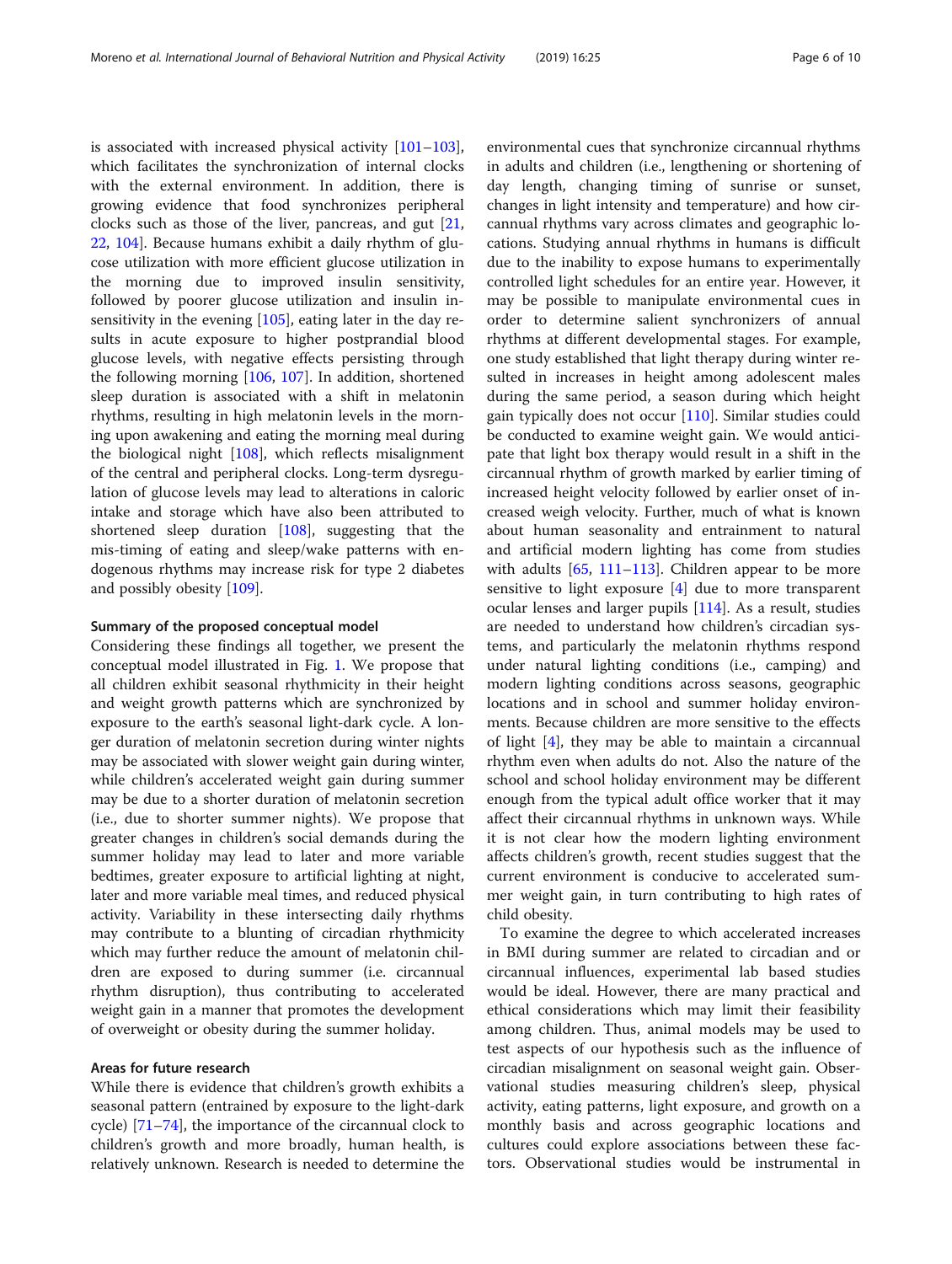is associated with increased physical activity [101–103], which facilitates the synchronization of internal clocks with the external environment. In addition, there is growing evidence that food synchronizes peripheral clocks such as those of the liver, pancreas, and gut [21, 22, 104]. Because humans exhibit a daily rhythm of glucose utilization with more efficient glucose utilization in the morning due to improved insulin sensitivity, followed by poorer glucose utilization and insulin insensitivity in the evening [105], eating later in the day results in acute exposure to higher postprandial blood glucose levels, with negative effects persisting through the following morning [106, 107]. In addition, shortened sleep duration is associated with a shift in melatonin rhythms, resulting in high melatonin levels in the morning upon awakening and eating the morning meal during the biological night [108], which reflects misalignment of the central and peripheral clocks. Long-term dysregulation of glucose levels may lead to alterations in caloric intake and storage which have also been attributed to shortened sleep duration [108], suggesting that the mis-timing of eating and sleep/wake patterns with endogenous rhythms may increase risk for type 2 diabetes and possibly obesity [109].

### Summary of the proposed conceptual model

Considering these findings all together, we present the conceptual model illustrated in Fig. 1. We propose that all children exhibit seasonal rhythmicity in their height and weight growth patterns which are synchronized by exposure to the earth's seasonal light-dark cycle. A longer duration of melatonin secretion during winter nights may be associated with slower weight gain during winter, while children's accelerated weight gain during summer may be due to a shorter duration of melatonin secretion (i.e., due to shorter summer nights). We propose that greater changes in children's social demands during the summer holiday may lead to later and more variable bedtimes, greater exposure to artificial lighting at night, later and more variable meal times, and reduced physical activity. Variability in these intersecting daily rhythms may contribute to a blunting of circadian rhythmicity which may further reduce the amount of melatonin children are exposed to during summer (i.e. circannual rhythm disruption), thus contributing to accelerated weight gain in a manner that promotes the development of overweight or obesity during the summer holiday.

### Areas for future research

While there is evidence that children's growth exhibits a seasonal pattern (entrained by exposure to the light-dark cycle) [71–74], the importance of the circannual clock to children's growth and more broadly, human health, is relatively unknown. Research is needed to determine the environmental cues that synchronize circannual rhythms in adults and children (i.e., lengthening or shortening of day length, changing timing of sunrise or sunset, changes in light intensity and temperature) and how circannual rhythms vary across climates and geographic locations. Studying annual rhythms in humans is difficult due to the inability to expose humans to experimentally controlled light schedules for an entire year. However, it may be possible to manipulate environmental cues in order to determine salient synchronizers of annual rhythms at different developmental stages. For example, one study established that light therapy during winter resulted in increases in height among adolescent males during the same period, a season during which height gain typically does not occur [110]. Similar studies could be conducted to examine weight gain. We would anticipate that light box therapy would result in a shift in the circannual rhythm of growth marked by earlier timing of increased height velocity followed by earlier onset of increased weigh velocity. Further, much of what is known about human seasonality and entrainment to natural and artificial modern lighting has come from studies with adults [65, 111–113]. Children appear to be more sensitive to light exposure [4] due to more transparent ocular lenses and larger pupils [114]. As a result, studies are needed to understand how children's circadian systems, and particularly the melatonin rhythms respond under natural lighting conditions (i.e., camping) and modern lighting conditions across seasons, geographic locations and in school and summer holiday environments. Because children are more sensitive to the effects of light [4], they may be able to maintain a circannual rhythm even when adults do not. Also the nature of the school and school holiday environment may be different enough from the typical adult office worker that it may affect their circannual rhythms in unknown ways. While it is not clear how the modern lighting environment affects children's growth, recent studies suggest that the current environment is conducive to accelerated summer weight gain, in turn contributing to high rates of child obesity.

To examine the degree to which accelerated increases in BMI during summer are related to circadian and or circannual influences, experimental lab based studies would be ideal. However, there are many practical and ethical considerations which may limit their feasibility among children. Thus, animal models may be used to test aspects of our hypothesis such as the influence of circadian misalignment on seasonal weight gain. Observational studies measuring children's sleep, physical activity, eating patterns, light exposure, and growth on a monthly basis and across geographic locations and cultures could explore associations between these factors. Observational studies would be instrumental in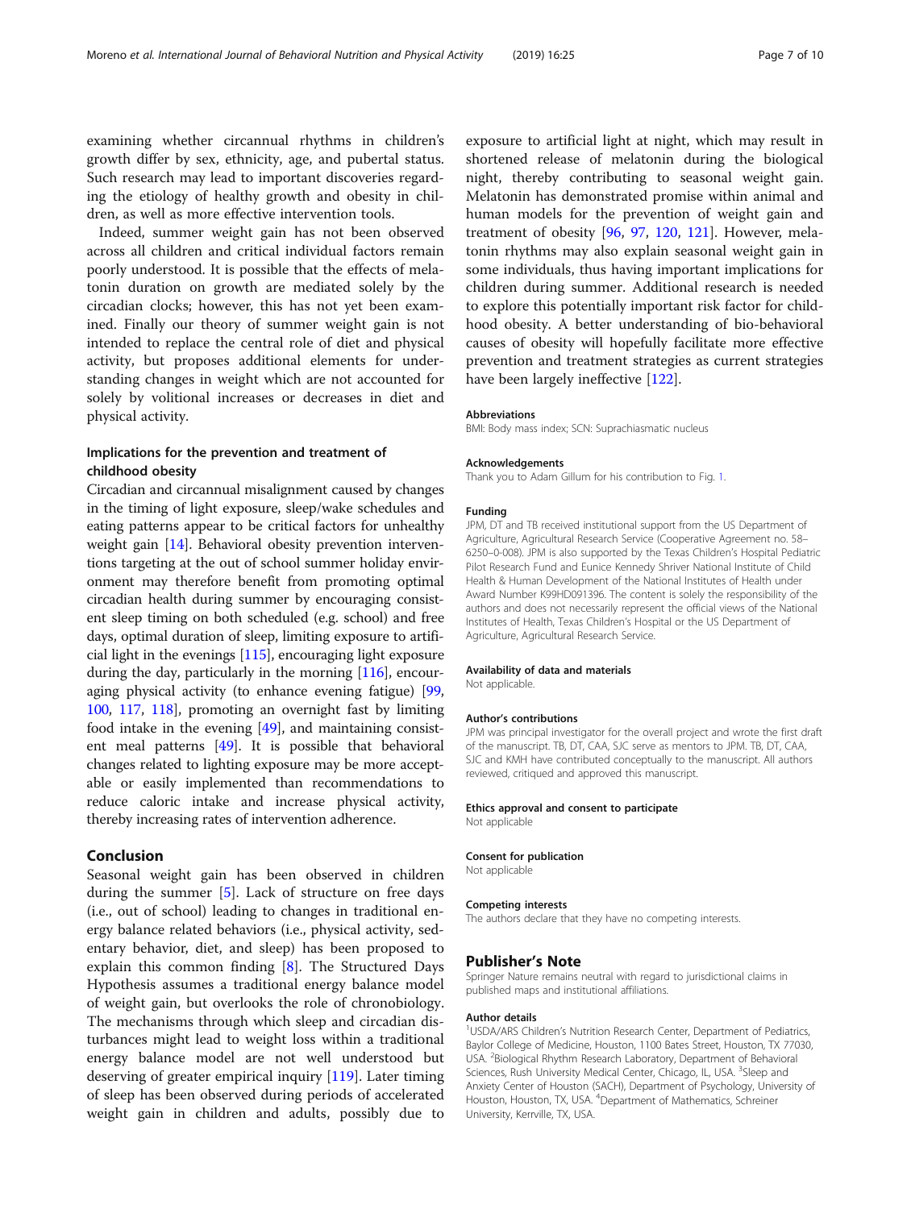examining whether circannual rhythms in children's growth differ by sex, ethnicity, age, and pubertal status. Such research may lead to important discoveries regarding the etiology of healthy growth and obesity in children, as well as more effective intervention tools.

Indeed, summer weight gain has not been observed across all children and critical individual factors remain poorly understood. It is possible that the effects of melatonin duration on growth are mediated solely by the circadian clocks; however, this has not yet been examined. Finally our theory of summer weight gain is not intended to replace the central role of diet and physical activity, but proposes additional elements for understanding changes in weight which are not accounted for solely by volitional increases or decreases in diet and physical activity.

### Implications for the prevention and treatment of childhood obesity

Circadian and circannual misalignment caused by changes in the timing of light exposure, sleep/wake schedules and eating patterns appear to be critical factors for unhealthy weight gain [14]. Behavioral obesity prevention interventions targeting at the out of school summer holiday environment may therefore benefit from promoting optimal circadian health during summer by encouraging consistent sleep timing on both scheduled (e.g. school) and free days, optimal duration of sleep, limiting exposure to artificial light in the evenings [115], encouraging light exposure during the day, particularly in the morning [116], encouraging physical activity (to enhance evening fatigue) [99, 100, 117, 118], promoting an overnight fast by limiting food intake in the evening [49], and maintaining consistent meal patterns [49]. It is possible that behavioral changes related to lighting exposure may be more acceptable or easily implemented than recommendations to reduce caloric intake and increase physical activity, thereby increasing rates of intervention adherence.

## Conclusion

Seasonal weight gain has been observed in children during the summer [5]. Lack of structure on free days (i.e., out of school) leading to changes in traditional energy balance related behaviors (i.e., physical activity, sedentary behavior, diet, and sleep) has been proposed to explain this common finding [8]. The Structured Days Hypothesis assumes a traditional energy balance model of weight gain, but overlooks the role of chronobiology. The mechanisms through which sleep and circadian disturbances might lead to weight loss within a traditional energy balance model are not well understood but deserving of greater empirical inquiry [119]. Later timing of sleep has been observed during periods of accelerated weight gain in children and adults, possibly due to exposure to artificial light at night, which may result in shortened release of melatonin during the biological night, thereby contributing to seasonal weight gain. Melatonin has demonstrated promise within animal and human models for the prevention of weight gain and treatment of obesity [96, 97, 120, 121]. However, melatonin rhythms may also explain seasonal weight gain in some individuals, thus having important implications for children during summer. Additional research is needed to explore this potentially important risk factor for childhood obesity. A better understanding of bio-behavioral causes of obesity will hopefully facilitate more effective prevention and treatment strategies as current strategies have been largely ineffective [122].

#### Abbreviations

BMI: Body mass index; SCN: Suprachiasmatic nucleus

#### Acknowledgements

Thank you to Adam Gillum for his contribution to Fig. 1.

#### Funding

JPM, DT and TB received institutional support from the US Department of Agriculture, Agricultural Research Service (Cooperative Agreement no. 58–6250–0-008). JPM is also supported by the Texas Children's Hospital Pediatric Pilot Research Fund and Eunice Kennedy Shriver National Institute of Child Health & Human Development of the National Institutes of Health under Award Number K99HD091396. The content is solely the responsibility of the authors and does not necessarily represent the official views of the National Institutes of Health, Texas Children's Hospital or the US Department of Agriculture, Agricultural Research Service.

#### Availability of data and materials

Not applicable.

#### Author's contributions

JPM was principal investigator for the overall project and wrote the first draft of the manuscript. TB, DT, CAA, SJC serve as mentors to JPM. TB, DT, CAA, SJC and KMH have contributed conceptually to the manuscript. All authors reviewed, critiqued and approved this manuscript.

#### Ethics approval and consent to participate

Not applicable

#### Consent for publication

Not applicable

#### Competing interests

The authors declare that they have no competing interests.

## Publisher's Note

Springer Nature remains neutral with regard to jurisdictional claims in published maps and institutional affiliations.

#### Author details

[1]USDA/ARS Children's Nutrition Research Center, Department of Pediatrics, Baylor College of Medicine, Houston, 1100 Bates Street, Houston, TX 77030, USA. [2]Biological Rhythm Research Laboratory, Department of Behavioral Sciences, Rush University Medical Center, Chicago, IL, USA. [3]Sleep and Anxiety Center of Houston (SACH), Department of Psychology, University of Houston, Houston, TX, USA. [4]Department of Mathematics, Schreiner University, Kerrville, TX, USA.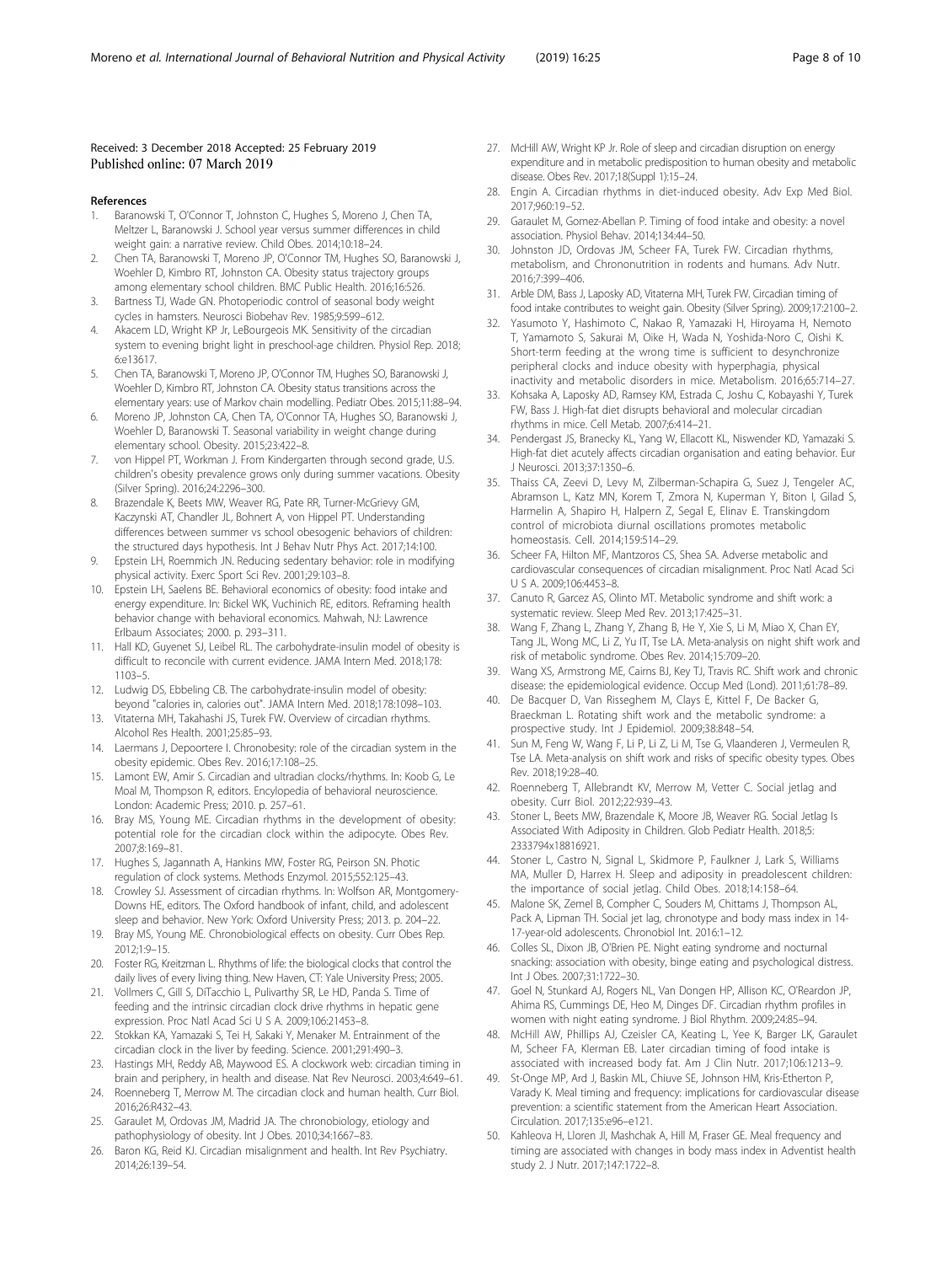Received: 3 December 2018 Accepted: 25 February 2019
Published online: 07 March 2019

## References

1. Baranowski T, O'Connor T, Johnston C, Hughes S, Moreno J, Chen TA, Meltzer L, Baranowski J. School year versus summer differences in child weight gain: a narrative review. Child Obes. 2014;10:18–24.
2. Chen TA, Baranowski T, Moreno JP, O'Connor TM, Hughes SO, Baranowski J, Woehler D, Kimbro RT, Johnston CA. Obesity status trajectory groups among elementary school children. BMC Public Health. 2016;16:526.
3. Bartness TJ, Wade GN. Photoperiodic control of seasonal body weight cycles in hamsters. Neurosci Biobehav Rev. 1985;9:599–612.
4. Akacem LD, Wright KP Jr, LeBourgeois MK. Sensitivity of the circadian system to evening bright light in preschool-age children. Physiol Rep. 2018;6:e13617.
5. Chen TA, Baranowski T, Moreno JP, O'Connor TM, Hughes SO, Baranowski J, Woehler D, Kimbro RT, Johnston CA. Obesity status transitions across the elementary years: use of Markov chain modelling. Pediatr Obes. 2015;11:88–94.
6. Moreno JP, Johnston CA, Chen TA, O'Connor TA, Hughes SO, Baranowski J, Woehler D, Baranowski T. Seasonal variability in weight change during elementary school. Obesity. 2015;23:422–8.
7. von Hippel PT, Workman J. From Kindergarten through second grade, U.S. children's obesity prevalence grows only during summer vacations. Obesity (Silver Spring). 2016;24:2296–300.
8. Brazendale K, Beets MW, Weaver RG, Pate RR, Turner-McGrievy GM, Kaczynski AT, Chandler JL, Bohnert A, von Hippel PT. Understanding differences between summer vs school obesogenic behaviors of children: the structured days hypothesis. Int J Behav Nutr Phys Act. 2017;14:100.
9. Epstein LH, Roemmich JN. Reducing sedentary behavior: role in modifying physical activity. Exerc Sport Sci Rev. 2001;29:103–8.
10. Epstein LH, Saelens BE. Behavioral economics of obesity: food intake and energy expenditure. In: Bickel WK, Vuchinich RE, editors. Reframing health behavior change with behavioral economics. Mahwah, NJ: Lawrence Erlbaum Associates; 2000. p. 293–311.
11. Hall KD, Guyenet SJ, Leibel RL. The carbohydrate-insulin model of obesity is difficult to reconcile with current evidence. JAMA Intern Med. 2018;178:1103–5.
12. Ludwig DS, Ebbeling CB. The carbohydrate-insulin model of obesity: beyond "calories in, calories out". JAMA Intern Med. 2018;178:1098–103.
13. Vitaterna MH, Takahashi JS, Turek FW. Overview of circadian rhythms. Alcohol Res Health. 2001;25:85–93.
14. Laermans J, Depoortere I. Chronobesity: role of the circadian system in the obesity epidemic. Obes Rev. 2016;17:108–25.
15. Lamont EW, Amir S. Circadian and ultradian clocks/rhythms. In: Koob G, Le Moal M, Thompson R, editors. Encylopedia of behavioral neuroscience. London: Academic Press; 2010. p. 257–61.
16. Bray MS, Young ME. Circadian rhythms in the development of obesity: potential role for the circadian clock within the adipocyte. Obes Rev. 2007;8:169–81.
17. Hughes S, Jagannath A, Hankins MW, Foster RG, Peirson SN. Photic regulation of clock systems. Methods Enzymol. 2015;552:125–43.
18. Crowley SJ. Assessment of circadian rhythms. In: Wolfson AR, Montgomery-Downs HE, editors. The Oxford handbook of infant, child, and adolescent sleep and behavior. New York: Oxford University Press; 2013. p. 204–22.
19. Bray MS, Young ME. Chronobiological effects on obesity. Curr Obes Rep. 2012;1:9–15.
20. Foster RG, Kreitzman L. Rhythms of life: the biological clocks that control the daily lives of every living thing. New Haven, CT: Yale University Press; 2005.
21. Vollmers C, Gill S, DiTacchio L, Pulivarthy SR, Le HD, Panda S. Time of feeding and the intrinsic circadian clock drive rhythms in hepatic gene expression. Proc Natl Acad Sci U S A. 2009;106:21453–8.
22. Stokkan KA, Yamazaki S, Tei H, Sakaki Y, Menaker M. Entrainment of the circadian clock in the liver by feeding. Science. 2001;291:490–3.
23. Hastings MH, Reddy AB, Maywood ES. A clockwork web: circadian timing in brain and periphery, in health and disease. Nat Rev Neurosci. 2003;4:649–61.
24. Roenneberg T, Merrow M. The circadian clock and human health. Curr Biol. 2016;26:R432–43.
25. Garaulet M, Ordovas JM, Madrid JA. The chronobiology, etiology and pathophysiology of obesity. Int J Obes. 2010;34:1667–83.
26. Baron KG, Reid KJ. Circadian misalignment and health. Int Rev Psychiatry. 2014;26:139–54.
27. McHill AW, Wright KP Jr. Role of sleep and circadian disruption on energy expenditure and in metabolic predisposition to human obesity and metabolic disease. Obes Rev. 2017;18(Suppl 1):15–24.
28. Engin A. Circadian rhythms in diet-induced obesity. Adv Exp Med Biol. 2017;960:19–52.
29. Garaulet M, Gomez-Abellan P. Timing of food intake and obesity: a novel association. Physiol Behav. 2014;134:44–50.
30. Johnston JD, Ordovas JM, Scheer FA, Turek FW. Circadian rhythms, metabolism, and Chrononutrition in rodents and humans. Adv Nutr. 2016;7:399–406.
31. Arble DM, Bass J, Laposky AD, Vitaterna MH, Turek FW. Circadian timing of food intake contributes to weight gain. Obesity (Silver Spring). 2009;17:2100–2.
32. Yasumoto Y, Hashimoto C, Nakao R, Yamazaki H, Hiroyama H, Nemoto T, Yamamoto S, Sakurai M, Oike H, Wada N, Yoshida-Noro C, Oishi K. Short-term feeding at the wrong time is sufficient to desynchronize peripheral clocks and induce obesity with hyperphagia, physical inactivity and metabolic disorders in mice. Metabolism. 2016;65:714–27.
33. Kohsaka A, Laposky AD, Ramsey KM, Estrada C, Joshu C, Kobayashi Y, Turek FW, Bass J. High-fat diet disrupts behavioral and molecular circadian rhythms in mice. Cell Metab. 2007;6:414–21.
34. Pendergast JS, Branecky KL, Yang W, Ellacott KL, Niswender KD, Yamazaki S. High-fat diet acutely affects circadian organisation and eating behavior. Eur J Neurosci. 2013;37:1350–6.
35. Thaiss CA, Zeevi D, Levy M, Zilberman-Schapira G, Suez J, Tengeler AC, Abramson L, Katz MN, Korem T, Zmora N, Kuperman Y, Biton I, Gilad S, Harmelin A, Shapiro H, Halpern Z, Segal E, Elinav E. Transkingdom control of microbiota diurnal oscillations promotes metabolic homeostasis. Cell. 2014;159:514–29.
36. Scheer FA, Hilton MF, Mantzoros CS, Shea SA. Adverse metabolic and cardiovascular consequences of circadian misalignment. Proc Natl Acad Sci U S A. 2009;106:4453–8.
37. Canuto R, Garcez AS, Olinto MT. Metabolic syndrome and shift work: a systematic review. Sleep Med Rev. 2013;17:425–31.
38. Wang F, Zhang L, Zhang Y, Zhang B, He Y, Xie S, Li M, Miao X, Chan EY, Tang JL, Wong MC, Li Z, Yu IT, Tse LA. Meta-analysis on night shift work and risk of metabolic syndrome. Obes Rev. 2014;15:709–20.
39. Wang XS, Armstrong ME, Cairns BJ, Key TJ, Travis RC. Shift work and chronic disease: the epidemiological evidence. Occup Med (Lond). 2011;61:78–89.
40. De Bacquer D, Van Risseghem M, Clays E, Kittel F, De Backer G, Braeckman L. Rotating shift work and the metabolic syndrome: a prospective study. Int J Epidemiol. 2009;38:848–54.
41. Sun M, Feng W, Wang F, Li P, Li Z, Li M, Tse G, Vlaanderen J, Vermeulen R, Tse LA. Meta-analysis on shift work and risks of specific obesity types. Obes Rev. 2018;19:28–40.
42. Roenneberg T, Allebrandt KV, Merrow M, Vetter C. Social jetlag and obesity. Curr Biol. 2012;22:939–43.
43. Stoner L, Beets MW, Brazendale K, Moore JB, Weaver RG. Social Jetlag Is Associated With Adiposity in Children. Glob Pediatr Health. 2018;5:2333794x18816921.
44. Stoner L, Castro N, Signal L, Skidmore P, Faulkner J, Lark S, Williams MA, Muller D, Harrex H. Sleep and adiposity in preadolescent children: the importance of social jetlag. Child Obes. 2018;14:158–64.
45. Malone SK, Zemel B, Compher C, Souders M, Chittams J, Thompson AL, Pack A, Lipman TH. Social jet lag, chronotype and body mass index in 14-17-year-old adolescents. Chronobiol Int. 2016:1–12.
46. Colles SL, Dixon JB, O'Brien PE. Night eating syndrome and nocturnal snacking: association with obesity, binge eating and psychological distress. Int J Obes. 2007;31:1722–30.
47. Goel N, Stunkard AJ, Rogers NL, Van Dongen HP, Allison KC, O'Reardon JP, Ahima RS, Cummings DE, Heo M, Dinges DF. Circadian rhythm profiles in women with night eating syndrome. J Biol Rhythm. 2009;24:85–94.
48. McHill AW, Phillips AJ, Czeisler CA, Keating L, Yee K, Barger LK, Garaulet M, Scheer FA, Klerman EB. Later circadian timing of food intake is associated with increased body fat. Am J Clin Nutr. 2017;106:1213–9.
49. St-Onge MP, Ard J, Baskin ML, Chiuve SE, Johnson HM, Kris-Etherton P, Varady K. Meal timing and frequency: implications for cardiovascular disease prevention: a scientific statement from the American Heart Association. Circulation. 2017;135:e96–e121.
50. Kahleova H, Lloren JI, Mashchak A, Hill M, Fraser GE. Meal frequency and timing are associated with changes in body mass index in Adventist health study 2. J Nutr. 2017;147:1722–8.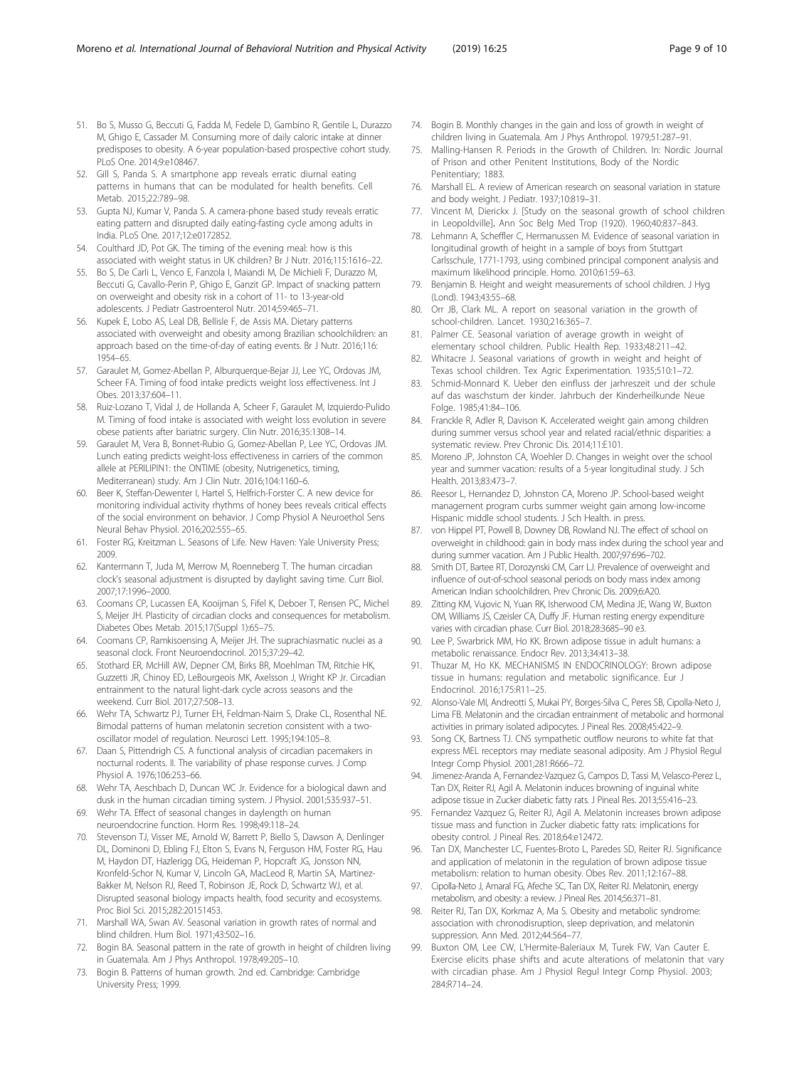51. Bo S, Musso G, Beccuti G, Fadda M, Fedele D, Gambino R, Gentile L, Durazzo M, Ghigo E, Cassader M. Consuming more of daily caloric intake at dinner predisposes to obesity. A 6-year population-based prospective cohort study. PLoS One. 2014;9:e108467.
52. Gill S, Panda S. A smartphone app reveals erratic diurnal eating patterns in humans that can be modulated for health benefits. Cell Metab. 2015;22:789–98.
53. Gupta NJ, Kumar V, Panda S. A camera-phone based study reveals erratic eating pattern and disrupted daily eating-fasting cycle among adults in India. PLoS One. 2017;12:e0172852.
54. Coulthard JD, Pot GK. The timing of the evening meal: how is this associated with weight status in UK children? Br J Nutr. 2016;115:1616–22.
55. Bo S, De Carli L, Venco E, Fanzola I, Maiandi M, De Michieli F, Durazzo M, Beccuti G, Cavallo-Perin P, Ghigo E, Ganzit GP. Impact of snacking pattern on overweight and obesity risk in a cohort of 11- to 13-year-old adolescents. J Pediatr Gastroenterol Nutr. 2014;59:465–71.
56. Kupek E, Lobo AS, Leal DB, Bellisle F, de Assis MA. Dietary patterns associated with overweight and obesity among Brazilian schoolchildren: an approach based on the time-of-day of eating events. Br J Nutr. 2016;116: 1954–65.
57. Garaulet M, Gomez-Abellan P, Alburquerque-Bejar JJ, Lee YC, Ordovas JM, Scheer FA. Timing of food intake predicts weight loss effectiveness. Int J Obes. 2013;37:604–11.
58. Ruiz-Lozano T, Vidal J, de Hollanda A, Scheer F, Garaulet M, Izquierdo-Pulido M. Timing of food intake is associated with weight loss evolution in severe obese patients after bariatric surgery. Clin Nutr. 2016;35:1308–14.
59. Garaulet M, Vera B, Bonnet-Rubio G, Gomez-Abellan P, Lee YC, Ordovas JM. Lunch eating predicts weight-loss effectiveness in carriers of the common allele at PERILIPIN1: the ONTIME (obesity, Nutrigenetics, timing, Mediterranean) study. Am J Clin Nutr. 2016;104:1160–6.
60. Beer K, Steffan-Dewenter I, Hartel S, Helfrich-Forster C. A new device for monitoring individual activity rhythms of honey bees reveals critical effects of the social environment on behavior. J Comp Physiol A Neuroethol Sens Neural Behav Physiol. 2016;202:555–65.
61. Foster RG, Kreitzman L. Seasons of Life. New Haven: Yale University Press; 2009.
62. Kantermann T, Juda M, Merrow M, Roenneberg T. The human circadian clock's seasonal adjustment is disrupted by daylight saving time. Curr Biol. 2007;17:1996–2000.
63. Coomans CP, Lucassen EA, Kooijman S, Fifel K, Deboer T, Rensen PC, Michel S, Meijer JH. Plasticity of circadian clocks and consequences for metabolism. Diabetes Obes Metab. 2015;17(Suppl 1):65–75.
64. Coomans CP, Ramkisoensing A, Meijer JH. The suprachiasmatic nuclei as a seasonal clock. Front Neuroendocrinol. 2015;37:29–42.
65. Stothard ER, McHill AW, Depner CM, Birks BR, Moehlman TM, Ritchie HK, Guzzetti JR, Chinoy ED, LeBourgeois MK, Axelsson J, Wright KP Jr. Circadian entrainment to the natural light-dark cycle across seasons and the weekend. Curr Biol. 2017;27:508–13.
66. Wehr TA, Schwartz PJ, Turner EH, Feldman-Naim S, Drake CL, Rosenthal NE. Bimodal patterns of human melatonin secretion consistent with a two-oscillator model of regulation. Neurosci Lett. 1995;194:105–8.
67. Daan S, Pittendrigh CS. A functional analysis of circadian pacemakers in nocturnal rodents. II. The variability of phase response curves. J Comp Physiol A. 1976;106:253–66.
68. Wehr TA, Aeschbach D, Duncan WC Jr. Evidence for a biological dawn and dusk in the human circadian timing system. J Physiol. 2001;535:937–51.
69. Wehr TA. Effect of seasonal changes in daylength on human neuroendocrine function. Horm Res. 1998;49:118–24.
70. Stevenson TJ, Visser ME, Arnold W, Barrett P, Biello S, Dawson A, Denlinger DL, Dominoni D, Ebling FJ, Elton S, Evans N, Ferguson HM, Foster RG, Hau M, Haydon DT, Hazlerigg DG, Heideman P, Hopcraft JG, Jonsson NN, Kronfeld-Schor N, Kumar V, Lincoln GA, MacLeod R, Martin SA, Martinez-Bakker M, Nelson RJ, Reed T, Robinson JE, Rock D, Schwartz WJ, et al. Disrupted seasonal biology impacts health, food security and ecosystems. Proc Biol Sci. 2015;282:20151453.
71. Marshall WA, Swan AV. Seasonal variation in growth rates of normal and blind children. Hum Biol. 1971;43:502–16.
72. Bogin BA. Seasonal pattern in the rate of growth in height of children living in Guatemala. Am J Phys Anthropol. 1978;49:205–10.
73. Bogin B. Patterns of human growth. 2nd ed. Cambridge: Cambridge University Press; 1999.
74. Bogin B. Monthly changes in the gain and loss of growth in weight of children living in Guatemala. Am J Phys Anthropol. 1979;51:287–91.
75. Malling-Hansen R. Periods in the Growth of Children. In: Nordic Journal of Prison and other Penitent Institutions, Body of the Nordic Penitentiary; 1883.
76. Marshall EL. A review of American research on seasonal variation in stature and body weight. J Pediatr. 1937;10:819–31.
77. Vincent M, Dierickx J. [Study on the seasonal growth of school children in Leopoldville]. Ann Soc Belg Med Trop (1920). 1960;40:837–843.
78. Lehmann A, Scheffler C, Hermanussen M. Evidence of seasonal variation in longitudinal growth of height in a sample of boys from Stuttgart Carlsschule, 1771-1793, using combined principal component analysis and maximum likelihood principle. Homo. 2010;61:59–63.
79. Benjamin B. Height and weight measurements of school children. J Hyg (Lond). 1943;43:55–68.
80. Orr JB, Clark ML. A report on seasonal variation in the growth of school-children. Lancet. 1930;216:365–7.
81. Palmer CE. Seasonal variation of average growth in weight of elementary school children. Public Health Rep. 1933;48:211–42.
82. Whitacre J. Seasonal variations of growth in weight and height of Texas school children. Tex Agric Experimentation. 1935;510:1–72.
83. Schmid-Monnard K. Ueber den einfluss der jarhreszeit und der schule auf das waschstum der kinder. Jahrbuch der Kinderheilkunde Neue Folge. 1985;41:84–106.
84. Franckle R, Adler R, Davison K. Accelerated weight gain among children during summer versus school year and related racial/ethnic disparities: a systematic review. Prev Chronic Dis. 2014;11:E101.
85. Moreno JP, Johnston CA, Woehler D. Changes in weight over the school year and summer vacation: results of a 5-year longitudinal study. J Sch Health. 2013;83:473–7.
86. Reesor L, Hernandez D, Johnston CA, Moreno JP. School-based weight management program curbs summer weight gain among low-income Hispanic middle school students. J Sch Health. in press.
87. von Hippel PT, Powell B, Downey DB, Rowland NJ. The effect of school on overweight in childhood: gain in body mass index during the school year and during summer vacation. Am J Public Health. 2007;97:696–702.
88. Smith DT, Bartee RT, Dorozynski CM, Carr LJ. Prevalence of overweight and influence of out-of-school seasonal periods on body mass index among American Indian schoolchildren. Prev Chronic Dis. 2009;6:A20.
89. Zitting KM, Vujovic N, Yuan RK, Isherwood CM, Medina JE, Wang W, Buxton OM, Williams JS, Czeisler CA, Duffy JF. Human resting energy expenditure varies with circadian phase. Curr Biol. 2018;28:3685–90 e3.
90. Lee P, Swarbrick MM, Ho KK. Brown adipose tissue in adult humans: a metabolic renaissance. Endocr Rev. 2013;34:413–38.
91. Thuzar M, Ho KK. MECHANISMS IN ENDOCRINOLOGY: Brown adipose tissue in humans: regulation and metabolic significance. Eur J Endocrinol. 2016;175:R11–25.
92. Alonso-Vale MI, Andreotti S, Mukai PY, Borges-Silva C, Peres SB, Cipolla-Neto J, Lima FB. Melatonin and the circadian entrainment of metabolic and hormonal activities in primary isolated adipocytes. J Pineal Res. 2008;45:422–9.
93. Song CK, Bartness TJ. CNS sympathetic outflow neurons to white fat that express MEL receptors may mediate seasonal adiposity. Am J Physiol Regul Integr Comp Physiol. 2001;281:R666–72.
94. Jimenez-Aranda A, Fernandez-Vazquez G, Campos D, Tassi M, Velasco-Perez L, Tan DX, Reiter RJ, Agil A. Melatonin induces browning of inguinal white adipose tissue in Zucker diabetic fatty rats. J Pineal Res. 2013;55:416–23.
95. Fernandez Vazquez G, Reiter RJ, Agil A. Melatonin increases brown adipose tissue mass and function in Zucker diabetic fatty rats: implications for obesity control. J Pineal Res. 2018;64:e12472.
96. Tan DX, Manchester LC, Fuentes-Broto L, Paredes SD, Reiter RJ. Significance and application of melatonin in the regulation of brown adipose tissue metabolism: relation to human obesity. Obes Rev. 2011;12:167–88.
97. Cipolla-Neto J, Amaral FG, Afeche SC, Tan DX, Reiter RJ. Melatonin, energy metabolism, and obesity: a review. J Pineal Res. 2014;56:371–81.
98. Reiter RJ, Tan DX, Korkmaz A, Ma S. Obesity and metabolic syndrome: association with chronodisruption, sleep deprivation, and melatonin suppression. Ann Med. 2012;44:564–77.
99. Buxton OM, Lee CW, L'Hermite-Baleriaux M, Turek FW, Van Cauter E. Exercise elicits phase shifts and acute alterations of melatonin that vary with circadian phase. Am J Physiol Regul Integr Comp Physiol. 2003; 284:R714–24.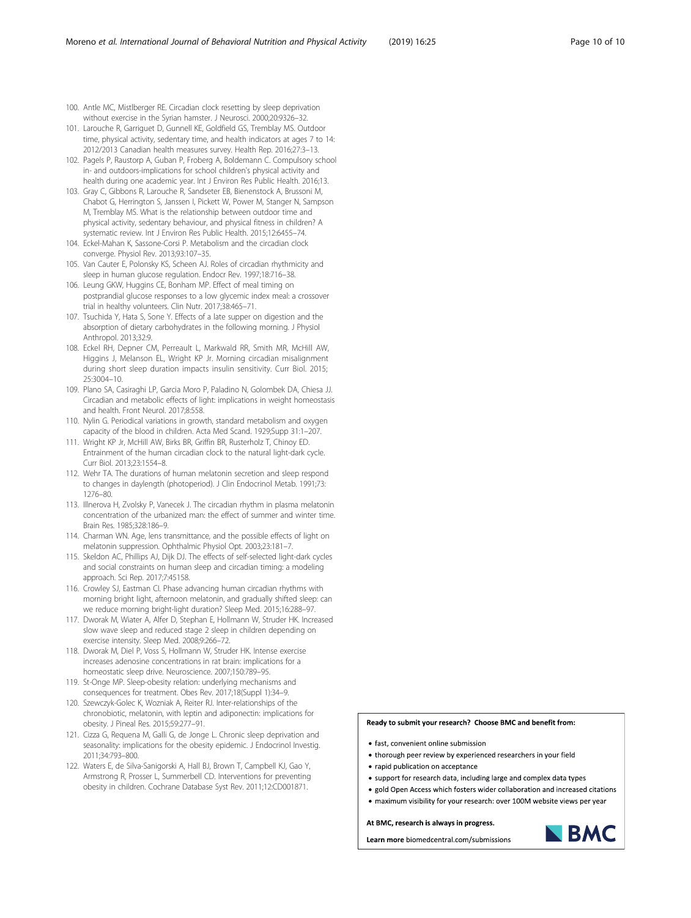100. Antle MC, Mistlberger RE. Circadian clock resetting by sleep deprivation without exercise in the Syrian hamster. J Neurosci. 2000;20:9326–32.
101. Larouche R, Garriguet D, Gunnell KE, Goldfield GS, Tremblay MS. Outdoor time, physical activity, sedentary time, and health indicators at ages 7 to 14: 2012/2013 Canadian health measures survey. Health Rep. 2016;27:3–13.
102. Pagels P, Raustorp A, Guban P, Froberg A, Boldemann C. Compulsory school in- and outdoors-implications for school children's physical activity and health during one academic year. Int J Environ Res Public Health. 2016;13.
103. Gray C, Gibbons R, Larouche R, Sandseter EB, Bienenstock A, Brussoni M, Chabot G, Herrington S, Janssen I, Pickett W, Power M, Stanger N, Sampson M, Tremblay MS. What is the relationship between outdoor time and physical activity, sedentary behaviour, and physical fitness in children? A systematic review. Int J Environ Res Public Health. 2015;12:6455–74.
104. Eckel-Mahan K, Sassone-Corsi P. Metabolism and the circadian clock converge. Physiol Rev. 2013;93:107–35.
105. Van Cauter E, Polonsky KS, Scheen AJ. Roles of circadian rhythmicity and sleep in human glucose regulation. Endocr Rev. 1997;18:716–38.
106. Leung GKW, Huggins CE, Bonham MP. Effect of meal timing on postprandial glucose responses to a low glycemic index meal: a crossover trial in healthy volunteers. Clin Nutr. 2017;38:465–71.
107. Tsuchida Y, Hata S, Sone Y. Effects of a late supper on digestion and the absorption of dietary carbohydrates in the following morning. J Physiol Anthropol. 2013;32:9.
108. Eckel RH, Depner CM, Perreault L, Markwald RR, Smith MR, McHill AW, Higgins J, Melanson EL, Wright KP Jr. Morning circadian misalignment during short sleep duration impacts insulin sensitivity. Curr Biol. 2015; 25:3004–10.
109. Plano SA, Casiraghi LP, Garcia Moro P, Paladino N, Golombek DA, Chiesa JJ. Circadian and metabolic effects of light: implications in weight homeostasis and health. Front Neurol. 2017;8:558.
110. Nylin G. Periodical variations in growth, standard metabolism and oxygen capacity of the blood in children. Acta Med Scand. 1929;Supp 31:1–207.
111. Wright KP Jr, McHill AW, Birks BR, Griffin BR, Rusterholz T, Chinoy ED. Entrainment of the human circadian clock to the natural light-dark cycle. Curr Biol. 2013;23:1554–8.
112. Wehr TA. The durations of human melatonin secretion and sleep respond to changes in daylength (photoperiod). J Clin Endocrinol Metab. 1991;73: 1276–80.
113. Illnerova H, Zvolsky P, Vanecek J. The circadian rhythm in plasma melatonin concentration of the urbanized man: the effect of summer and winter time. Brain Res. 1985;328:186–9.
114. Charman WN. Age, lens transmittance, and the possible effects of light on melatonin suppression. Ophthalmic Physiol Opt. 2003;23:181–7.
115. Skeldon AC, Phillips AJ, Dijk DJ. The effects of self-selected light-dark cycles and social constraints on human sleep and circadian timing: a modeling approach. Sci Rep. 2017;7:45158.
116. Crowley SJ, Eastman CI. Phase advancing human circadian rhythms with morning bright light, afternoon melatonin, and gradually shifted sleep: can we reduce morning bright-light duration? Sleep Med. 2015;16:288–97.
117. Dworak M, Wiater A, Alfer D, Stephan E, Hollmann W, Struder HK. Increased slow wave sleep and reduced stage 2 sleep in children depending on exercise intensity. Sleep Med. 2008;9:266–72.
118. Dworak M, Diel P, Voss S, Hollmann W, Struder HK. Intense exercise increases adenosine concentrations in rat brain: implications for a homeostatic sleep drive. Neuroscience. 2007;150:789–95.
119. St-Onge MP. Sleep-obesity relation: underlying mechanisms and consequences for treatment. Obes Rev. 2017;18(Suppl 1):34–9.
120. Szewczyk-Golec K, Wozniak A, Reiter RJ. Inter-relationships of the chronobiotic, melatonin, with leptin and adiponectin: implications for obesity. J Pineal Res. 2015;59:277–91.
121. Cizza G, Requena M, Galli G, de Jonge L. Chronic sleep deprivation and seasonality: implications for the obesity epidemic. J Endocrinol Investig. 2011;34:793–800.
122. Waters E, de Silva-Sanigorski A, Hall BJ, Brown T, Campbell KJ, Gao Y, Armstrong R, Prosser L, Summerbell CD. Interventions for preventing obesity in children. Cochrane Database Syst Rev. 2011;12:CD001871.

**Ready to submit your research? Choose BMC and benefit from:**

- fast, convenient online submission
- thorough peer review by experienced researchers in your field
- rapid publication on acceptance
- support for research data, including large and complex data types
- gold Open Access which fosters wider collaboration and increased citations
- maximum visibility for your research: over 100M website views per year

**At BMC, research is always in progress.**

**Learn more** biomedcentral.com/submissions

BMC